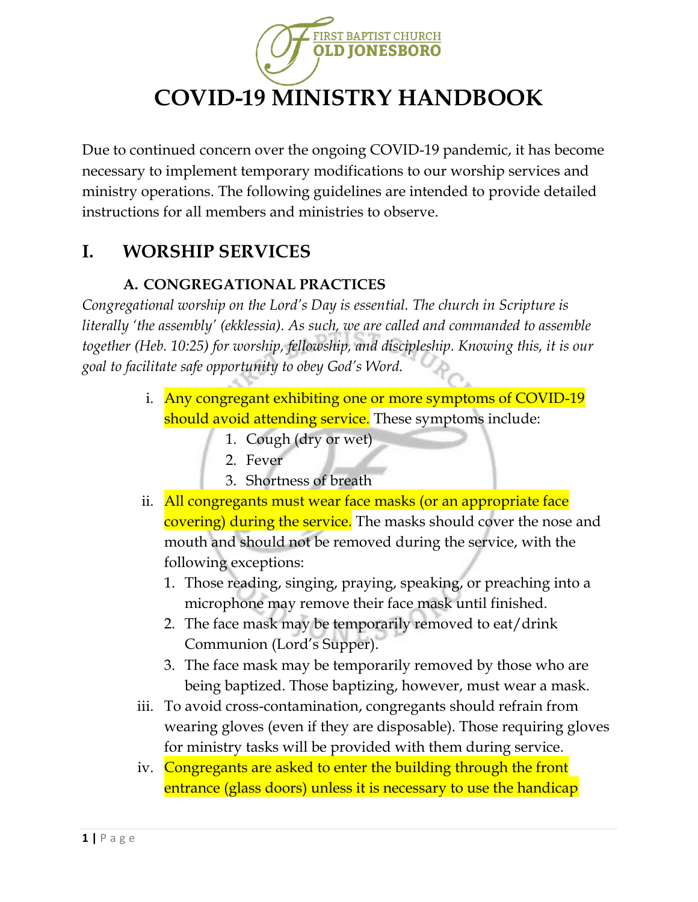FIRST BAPTIST CHURCH
OLD JONESBORO

# COVID-19 MINISTRY HANDBOOK

Due to continued concern over the ongoing COVID-19 pandemic, it has become necessary to implement temporary modifications to our worship services and ministry operations. The following guidelines are intended to provide detailed instructions for all members and ministries to observe.

## I. WORSHIP SERVICES

### A. CONGREGATIONAL PRACTICES

*Congregational worship on the Lord's Day is essential. The church in Scripture is literally 'the assembly' (ekklessia). As such, we are called and commanded to assemble together (Heb. 10:25) for worship, fellowship, and discipleship. Knowing this, it is our goal to facilitate safe opportunity to obey God's Word.*

i. Any congregant exhibiting one or more symptoms of COVID-19 should avoid attending service. These symptoms include:
   1. Cough (dry or wet)
   2. Fever
   3. Shortness of breath

ii. All congregants must wear face masks (or an appropriate face covering) during the service. The masks should cover the nose and mouth and should not be removed during the service, with the following exceptions:
   1. Those reading, singing, praying, speaking, or preaching into a microphone may remove their face mask until finished.
   2. The face mask may be temporarily removed to eat/drink Communion (Lord's Supper).
   3. The face mask may be temporarily removed by those who are being baptized. Those baptizing, however, must wear a mask.

iii. To avoid cross-contamination, congregants should refrain from wearing gloves (even if they are disposable). Those requiring gloves for ministry tasks will be provided with them during service.

iv. Congregants are asked to enter the building through the front entrance (glass doors) unless it is necessary to use the handicap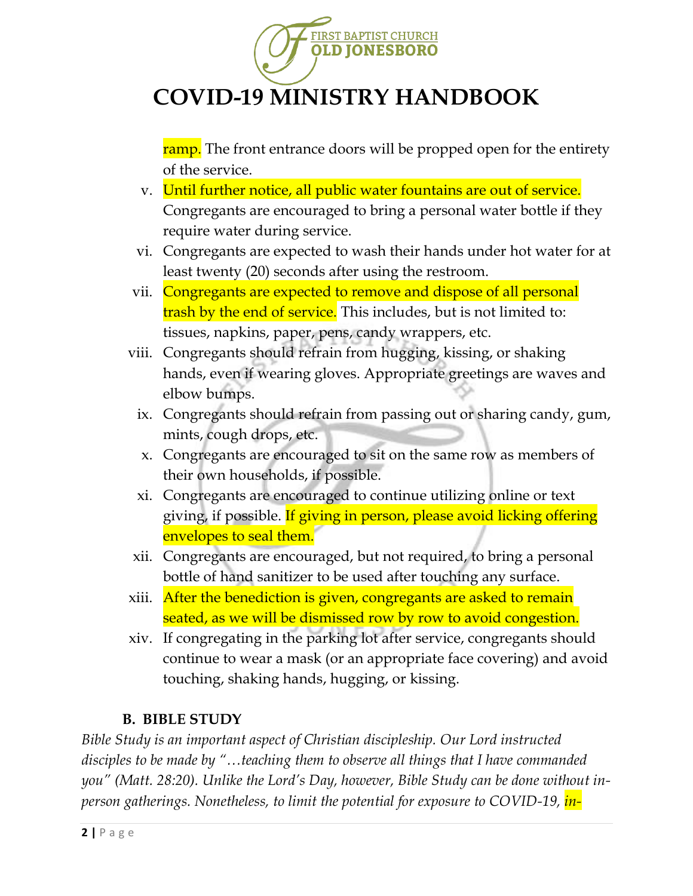ramp. The front entrance doors will be propped open for the entirety of the service.

v. Until further notice, all public water fountains are out of service. Congregants are encouraged to bring a personal water bottle if they require water during service.

vi. Congregants are expected to wash their hands under hot water for at least twenty (20) seconds after using the restroom.

vii. Congregants are expected to remove and dispose of all personal trash by the end of service. This includes, but is not limited to: tissues, napkins, paper, pens, candy wrappers, etc.

viii. Congregants should refrain from hugging, kissing, or shaking hands, even if wearing gloves. Appropriate greetings are waves and elbow bumps.

ix. Congregants should refrain from passing out or sharing candy, gum, mints, cough drops, etc.

x. Congregants are encouraged to sit on the same row as members of their own households, if possible.

xi. Congregants are encouraged to continue utilizing online or text giving, if possible. If giving in person, please avoid licking offering envelopes to seal them.

xii. Congregants are encouraged, but not required, to bring a personal bottle of hand sanitizer to be used after touching any surface.

xiii. After the benediction is given, congregants are asked to remain seated, as we will be dismissed row by row to avoid congestion.

xiv. If congregating in the parking lot after service, congregants should continue to wear a mask (or an appropriate face covering) and avoid touching, shaking hands, hugging, or kissing.

### B. BIBLE STUDY

*Bible Study is an important aspect of Christian discipleship. Our Lord instructed disciples to be made by "…teaching them to observe all things that I have commanded you" (Matt. 28:20). Unlike the Lord's Day, however, Bible Study can be done without in-person gatherings. Nonetheless, to limit the potential for exposure to COVID-19, in-*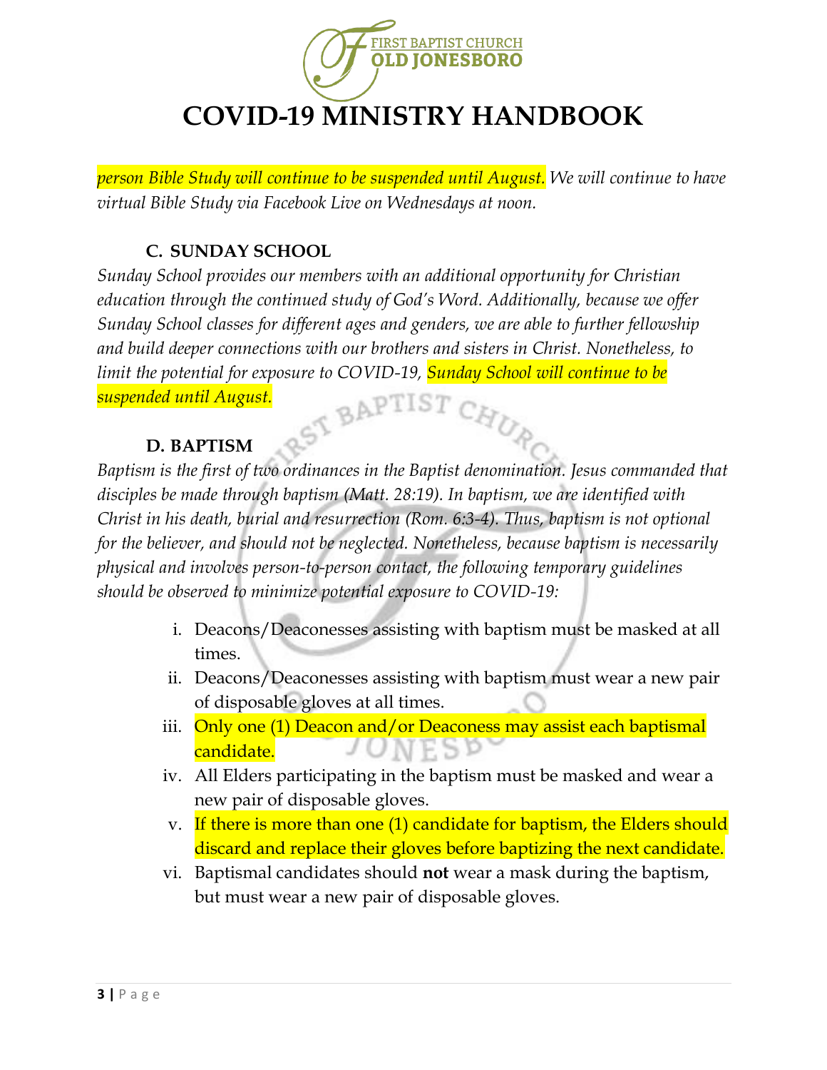*person Bible Study will continue to be suspended until August. We will continue to have virtual Bible Study via Facebook Live on Wednesdays at noon.*

### C. SUNDAY SCHOOL

*Sunday School provides our members with an additional opportunity for Christian education through the continued study of God's Word. Additionally, because we offer Sunday School classes for different ages and genders, we are able to further fellowship and build deeper connections with our brothers and sisters in Christ. Nonetheless, to limit the potential for exposure to COVID-19, Sunday School will continue to be suspended until August.*

### D. BAPTISM

*Baptism is the first of two ordinances in the Baptist denomination. Jesus commanded that disciples be made through baptism (Matt. 28:19). In baptism, we are identified with Christ in his death, burial and resurrection (Rom. 6:3-4). Thus, baptism is not optional for the believer, and should not be neglected. Nonetheless, because baptism is necessarily physical and involves person-to-person contact, the following temporary guidelines should be observed to minimize potential exposure to COVID-19:*

i. Deacons/Deaconesses assisting with baptism must be masked at all times.
ii. Deacons/Deaconesses assisting with baptism must wear a new pair of disposable gloves at all times.
iii. Only one (1) Deacon and/or Deaconess may assist each baptismal candidate.
iv. All Elders participating in the baptism must be masked and wear a new pair of disposable gloves.
v. If there is more than one (1) candidate for baptism, the Elders should discard and replace their gloves before baptizing the next candidate.
vi. Baptismal candidates should **not** wear a mask during the baptism, but must wear a new pair of disposable gloves.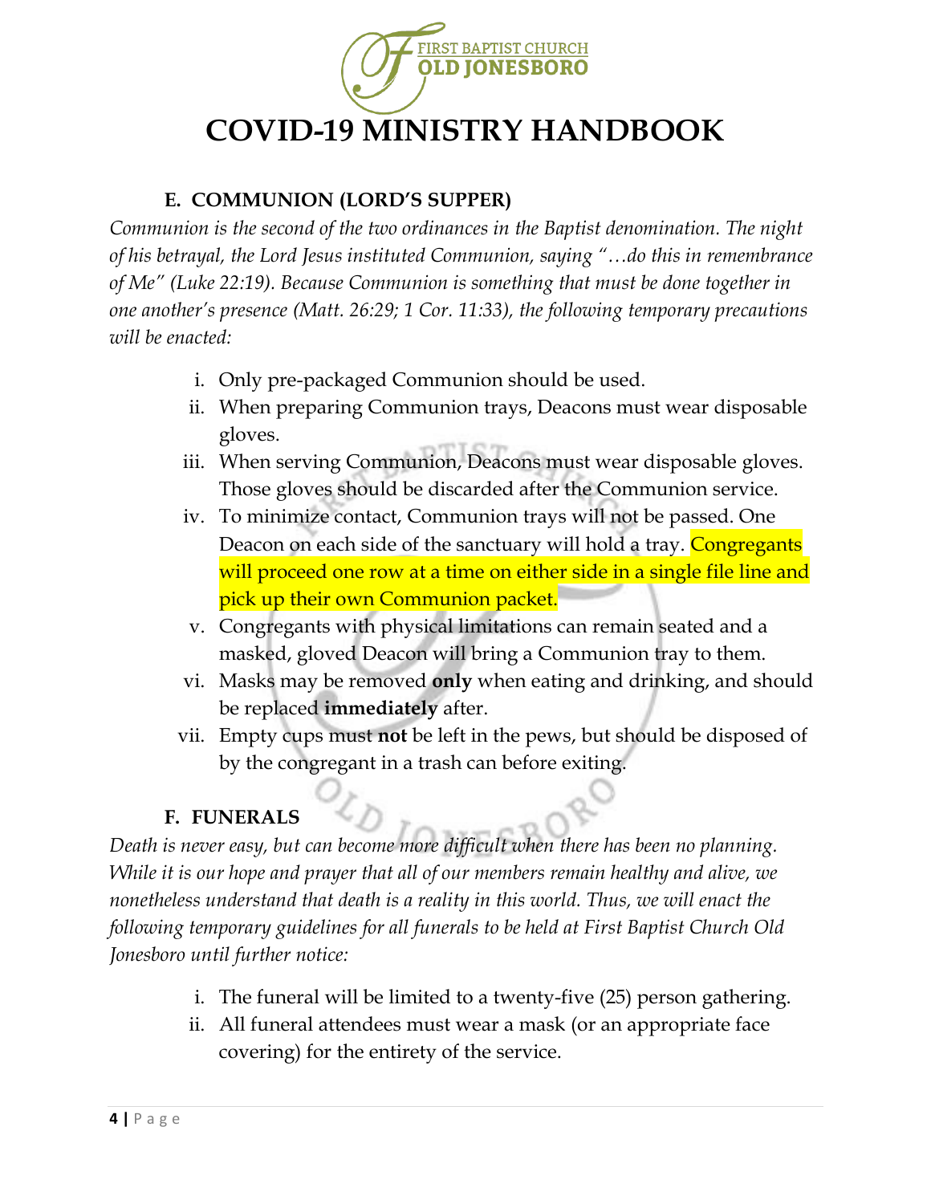# COVID-19 MINISTRY HANDBOOK

### E. COMMUNION (LORD'S SUPPER)

*Communion is the second of the two ordinances in the Baptist denomination. The night of his betrayal, the Lord Jesus instituted Communion, saying "…do this in remembrance of Me" (Luke 22:19). Because Communion is something that must be done together in one another's presence (Matt. 26:29; 1 Cor. 11:33), the following temporary precautions will be enacted:*

- i. Only pre-packaged Communion should be used.
- ii. When preparing Communion trays, Deacons must wear disposable gloves.
- iii. When serving Communion, Deacons must wear disposable gloves. Those gloves should be discarded after the Communion service.
- iv. To minimize contact, Communion trays will not be passed. One Deacon on each side of the sanctuary will hold a tray. Congregants will proceed one row at a time on either side in a single file line and pick up their own Communion packet.
- v. Congregants with physical limitations can remain seated and a masked, gloved Deacon will bring a Communion tray to them.
- vi. Masks may be removed **only** when eating and drinking, and should be replaced **immediately** after.
- vii. Empty cups must **not** be left in the pews, but should be disposed of by the congregant in a trash can before exiting.

### F. FUNERALS

*Death is never easy, but can become more difficult when there has been no planning. While it is our hope and prayer that all of our members remain healthy and alive, we nonetheless understand that death is a reality in this world. Thus, we will enact the following temporary guidelines for all funerals to be held at First Baptist Church Old Jonesboro until further notice:*

- i. The funeral will be limited to a twenty-five (25) person gathering.
- ii. All funeral attendees must wear a mask (or an appropriate face covering) for the entirety of the service.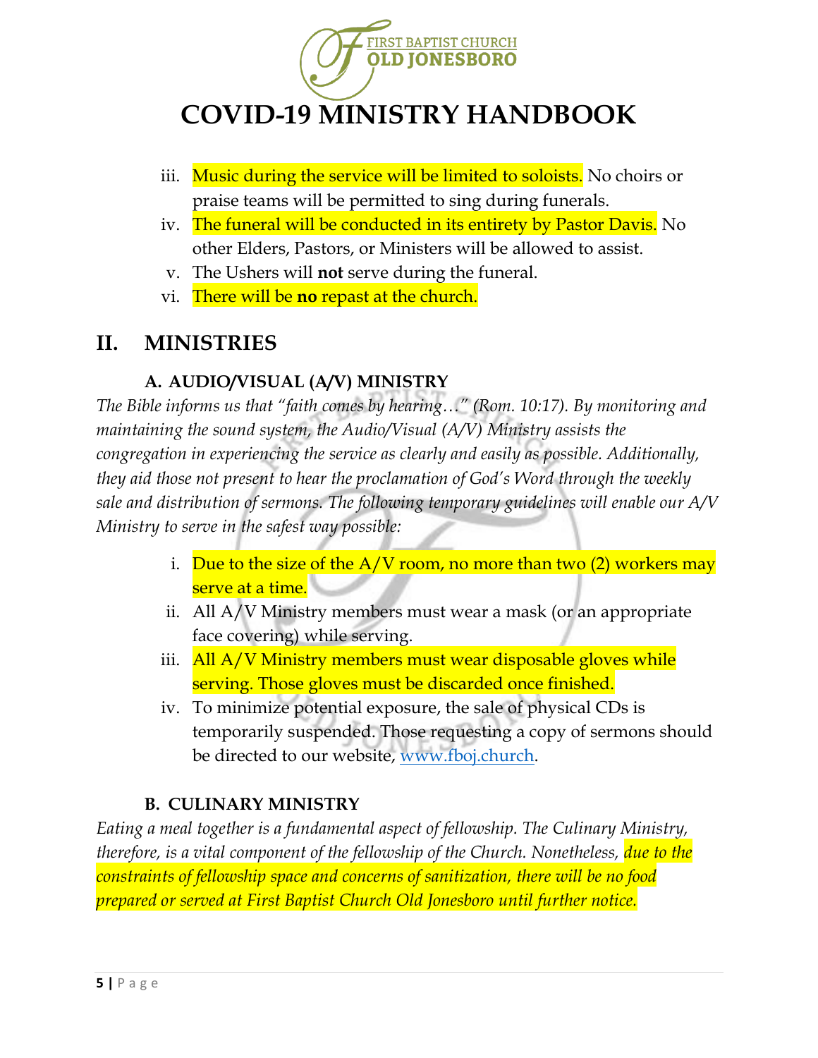iii. Music during the service will be limited to soloists. No choirs or praise teams will be permitted to sing during funerals.
iv. The funeral will be conducted in its entirety by Pastor Davis. No other Elders, Pastors, or Ministers will be allowed to assist.
v. The Ushers will **not** serve during the funeral.
vi. There will be **no** repast at the church.

## II. MINISTRIES

### A. AUDIO/VISUAL (A/V) MINISTRY

*The Bible informs us that "faith comes by hearing…" (Rom. 10:17). By monitoring and maintaining the sound system, the Audio/Visual (A/V) Ministry assists the congregation in experiencing the service as clearly and easily as possible. Additionally, they aid those not present to hear the proclamation of God's Word through the weekly sale and distribution of sermons. The following temporary guidelines will enable our A/V Ministry to serve in the safest way possible:*

i. Due to the size of the A/V room, no more than two (2) workers may serve at a time.
ii. All A/V Ministry members must wear a mask (or an appropriate face covering) while serving.
iii. All A/V Ministry members must wear disposable gloves while serving. Those gloves must be discarded once finished.
iv. To minimize potential exposure, the sale of physical CDs is temporarily suspended. Those requesting a copy of sermons should be directed to our website, www.fboj.church.

### B. CULINARY MINISTRY

*Eating a meal together is a fundamental aspect of fellowship. The Culinary Ministry, therefore, is a vital component of the fellowship of the Church. Nonetheless, due to the constraints of fellowship space and concerns of sanitization, there will be no food prepared or served at First Baptist Church Old Jonesboro until further notice.*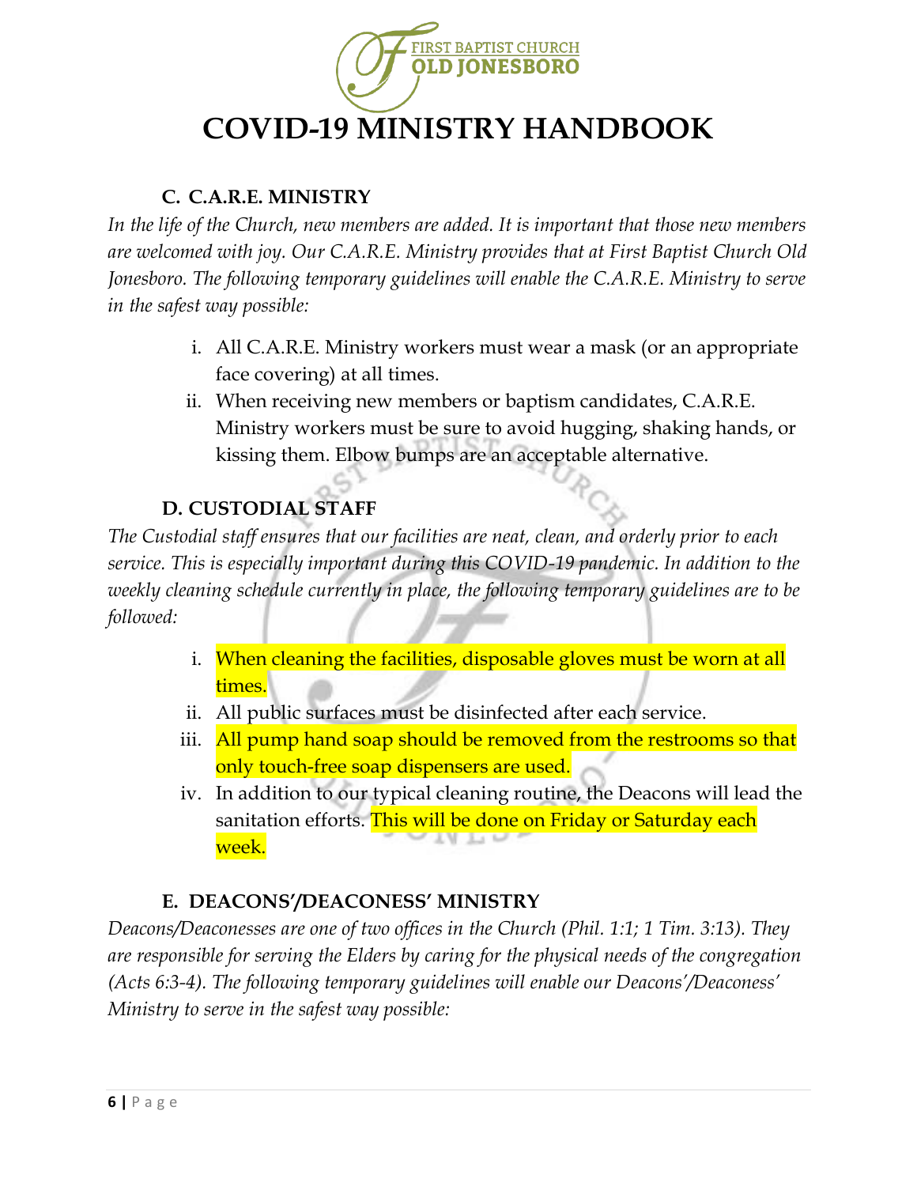# COVID-19 MINISTRY HANDBOOK

### C. C.A.R.E. MINISTRY

*In the life of the Church, new members are added. It is important that those new members are welcomed with joy. Our C.A.R.E. Ministry provides that at First Baptist Church Old Jonesboro. The following temporary guidelines will enable the C.A.R.E. Ministry to serve in the safest way possible:*

i. All C.A.R.E. Ministry workers must wear a mask (or an appropriate face covering) at all times.
ii. When receiving new members or baptism candidates, C.A.R.E. Ministry workers must be sure to avoid hugging, shaking hands, or kissing them. Elbow bumps are an acceptable alternative.

### D. CUSTODIAL STAFF

*The Custodial staff ensures that our facilities are neat, clean, and orderly prior to each service. This is especially important during this COVID-19 pandemic. In addition to the weekly cleaning schedule currently in place, the following temporary guidelines are to be followed:*

i. When cleaning the facilities, disposable gloves must be worn at all times.
ii. All public surfaces must be disinfected after each service.
iii. All pump hand soap should be removed from the restrooms so that only touch-free soap dispensers are used.
iv. In addition to our typical cleaning routine, the Deacons will lead the sanitation efforts. This will be done on Friday or Saturday each week.

### E. DEACONS'/DEACONESS' MINISTRY

*Deacons/Deaconesses are one of two offices in the Church (Phil. 1:1; 1 Tim. 3:13). They are responsible for serving the Elders by caring for the physical needs of the congregation (Acts 6:3-4). The following temporary guidelines will enable our Deacons'/Deaconess' Ministry to serve in the safest way possible:*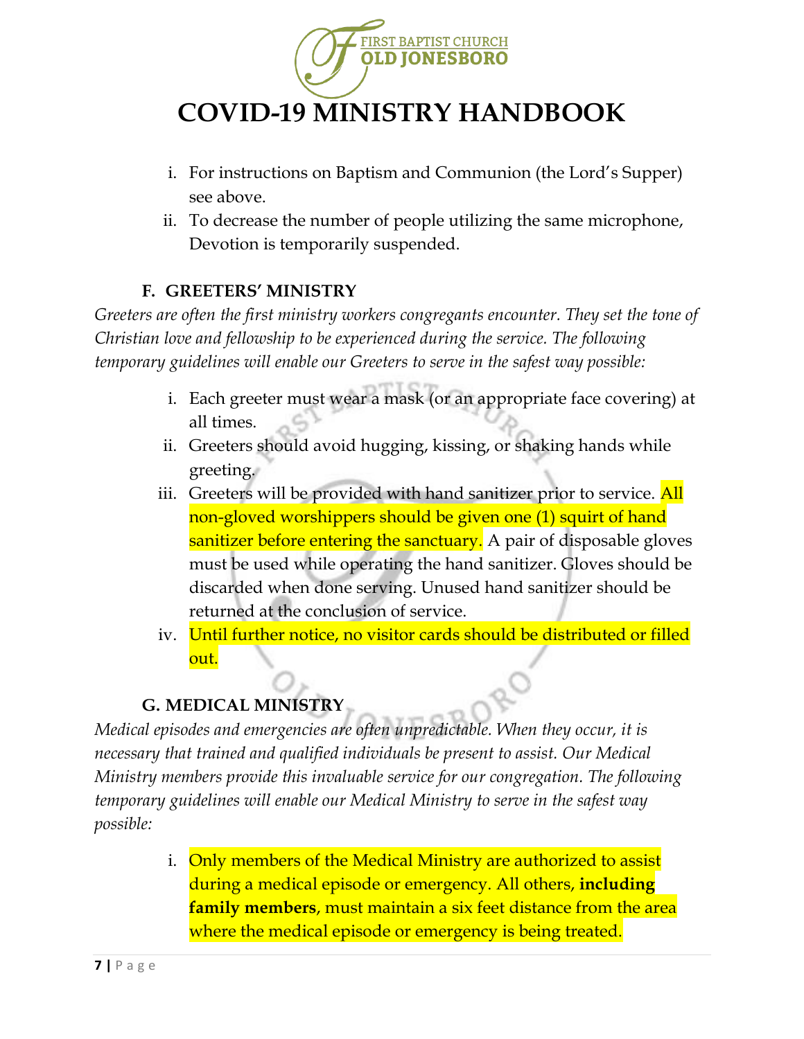i. For instructions on Baptism and Communion (the Lord's Supper) see above.
ii. To decrease the number of people utilizing the same microphone, Devotion is temporarily suspended.

### F. GREETERS' MINISTRY

*Greeters are often the first ministry workers congregants encounter. They set the tone of Christian love and fellowship to be experienced during the service. The following temporary guidelines will enable our Greeters to serve in the safest way possible:*

i. Each greeter must wear a mask (or an appropriate face covering) at all times.
ii. Greeters should avoid hugging, kissing, or shaking hands while greeting.
iii. Greeters will be provided with hand sanitizer prior to service. All non-gloved worshippers should be given one (1) squirt of hand sanitizer before entering the sanctuary. A pair of disposable gloves must be used while operating the hand sanitizer. Gloves should be discarded when done serving. Unused hand sanitizer should be returned at the conclusion of service.
iv. Until further notice, no visitor cards should be distributed or filled out.

### G. MEDICAL MINISTRY

*Medical episodes and emergencies are often unpredictable. When they occur, it is necessary that trained and qualified individuals be present to assist. Our Medical Ministry members provide this invaluable service for our congregation. The following temporary guidelines will enable our Medical Ministry to serve in the safest way possible:*

i. Only members of the Medical Ministry are authorized to assist during a medical episode or emergency. All others, **including family members**, must maintain a six feet distance from the area where the medical episode or emergency is being treated.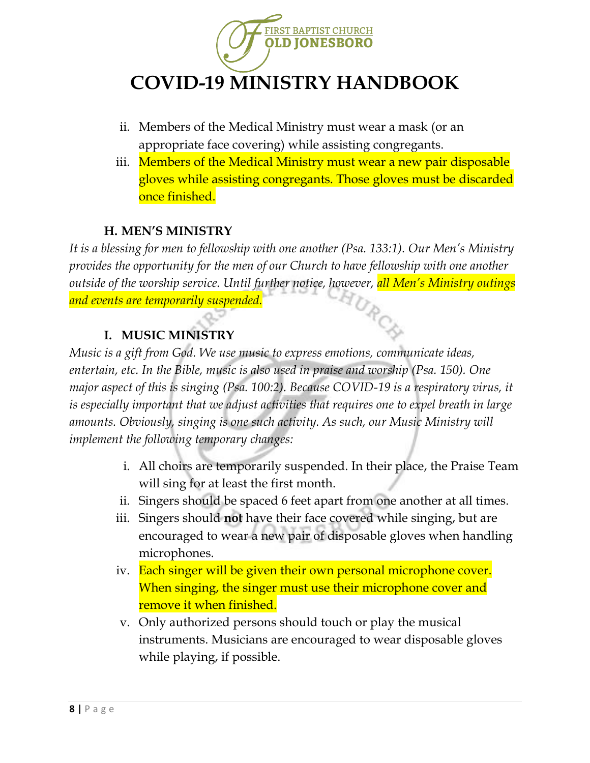# COVID-19 MINISTRY HANDBOOK

ii. Members of the Medical Ministry must wear a mask (or an appropriate face covering) while assisting congregants.

iii. Members of the Medical Ministry must wear a new pair disposable gloves while assisting congregants. Those gloves must be discarded once finished.

### H. MEN'S MINISTRY

*It is a blessing for men to fellowship with one another (Psa. 133:1). Our Men's Ministry provides the opportunity for the men of our Church to have fellowship with one another outside of the worship service. Until further notice, however, all Men's Ministry outings and events are temporarily suspended.*

### I. MUSIC MINISTRY

*Music is a gift from God. We use music to express emotions, communicate ideas, entertain, etc. In the Bible, music is also used in praise and worship (Psa. 150). One major aspect of this is singing (Psa. 100:2). Because COVID-19 is a respiratory virus, it is especially important that we adjust activities that requires one to expel breath in large amounts. Obviously, singing is one such activity. As such, our Music Ministry will implement the following temporary changes:*

i. All choirs are temporarily suspended. In their place, the Praise Team will sing for at least the first month.

ii. Singers should be spaced 6 feet apart from one another at all times.

iii. Singers should **not** have their face covered while singing, but are encouraged to wear a new pair of disposable gloves when handling microphones.

iv. Each singer will be given their own personal microphone cover. When singing, the singer must use their microphone cover and remove it when finished.

v. Only authorized persons should touch or play the musical instruments. Musicians are encouraged to wear disposable gloves while playing, if possible.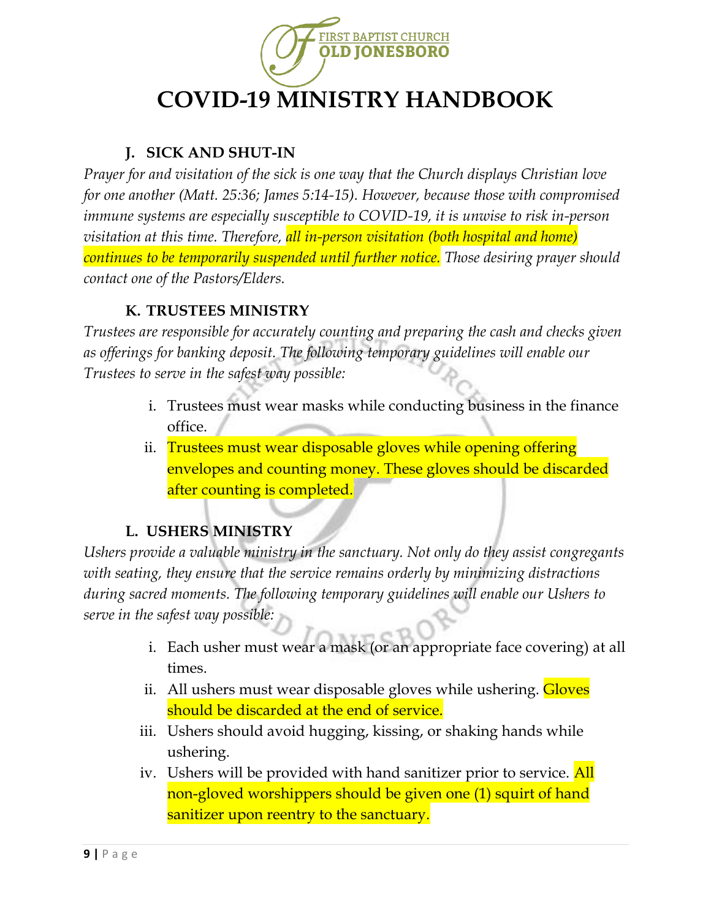# COVID-19 MINISTRY HANDBOOK

### J. SICK AND SHUT-IN

*Prayer for and visitation of the sick is one way that the Church displays Christian love for one another (Matt. 25:36; James 5:14-15). However, because those with compromised immune systems are especially susceptible to COVID-19, it is unwise to risk in-person visitation at this time. Therefore, all in-person visitation (both hospital and home) continues to be temporarily suspended until further notice. Those desiring prayer should contact one of the Pastors/Elders.*

### K. TRUSTEES MINISTRY

*Trustees are responsible for accurately counting and preparing the cash and checks given as offerings for banking deposit. The following temporary guidelines will enable our Trustees to serve in the safest way possible:*

i. Trustees must wear masks while conducting business in the finance office.
ii. Trustees must wear disposable gloves while opening offering envelopes and counting money. These gloves should be discarded after counting is completed.

### L. USHERS MINISTRY

*Ushers provide a valuable ministry in the sanctuary. Not only do they assist congregants with seating, they ensure that the service remains orderly by minimizing distractions during sacred moments. The following temporary guidelines will enable our Ushers to serve in the safest way possible:*

i. Each usher must wear a mask (or an appropriate face covering) at all times.
ii. All ushers must wear disposable gloves while ushering. Gloves should be discarded at the end of service.
iii. Ushers should avoid hugging, kissing, or shaking hands while ushering.
iv. Ushers will be provided with hand sanitizer prior to service. All non-gloved worshippers should be given one (1) squirt of hand sanitizer upon reentry to the sanctuary.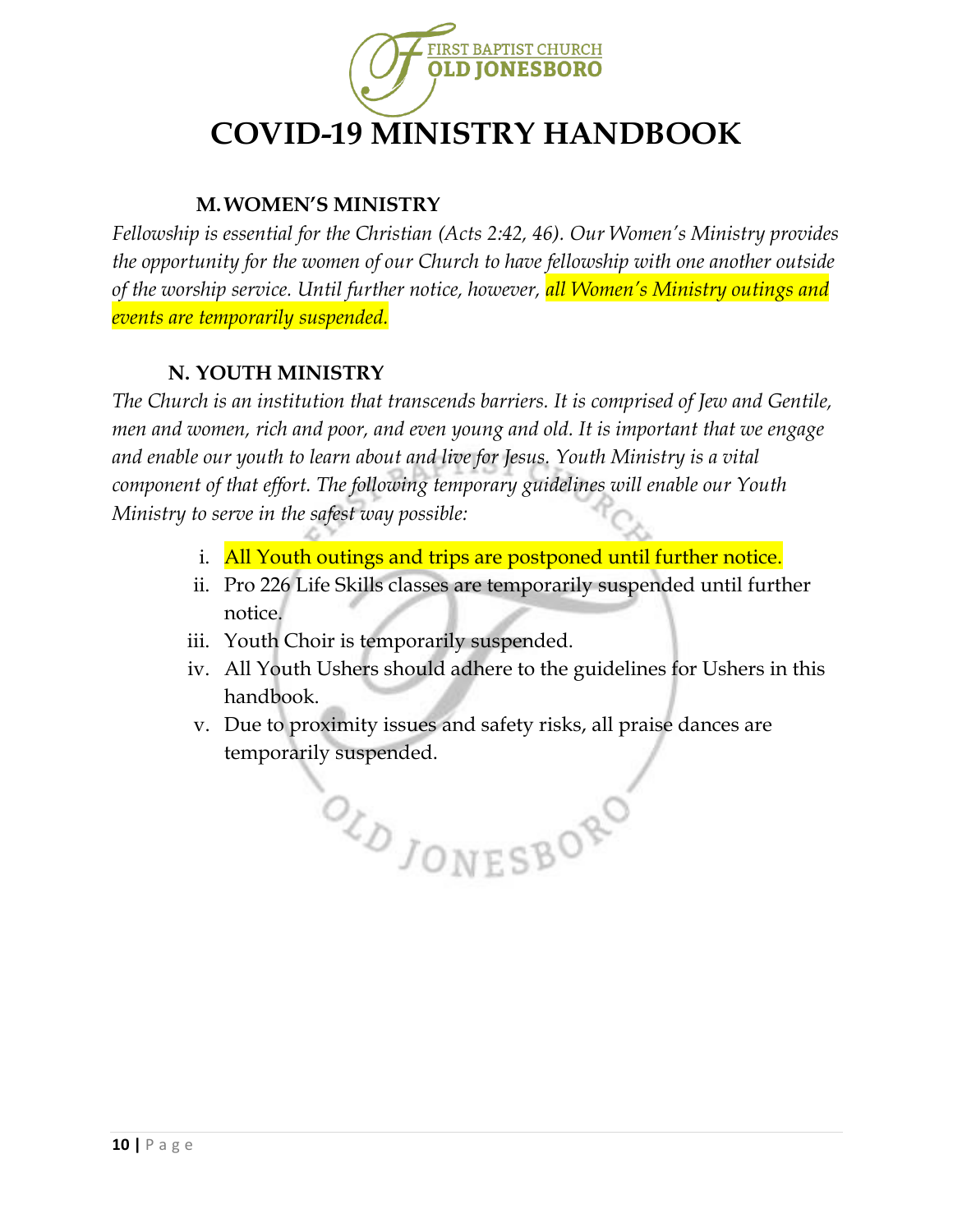# COVID-19 MINISTRY HANDBOOK

### M. WOMEN'S MINISTRY

*Fellowship is essential for the Christian (Acts 2:42, 46). Our Women's Ministry provides the opportunity for the women of our Church to have fellowship with one another outside of the worship service. Until further notice, however, all Women's Ministry outings and events are temporarily suspended.*

### N. YOUTH MINISTRY

*The Church is an institution that transcends barriers. It is comprised of Jew and Gentile, men and women, rich and poor, and even young and old. It is important that we engage and enable our youth to learn about and live for Jesus. Youth Ministry is a vital component of that effort. The following temporary guidelines will enable our Youth Ministry to serve in the safest way possible:*

1. All Youth outings and trips are postponed until further notice.
2. Pro 226 Life Skills classes are temporarily suspended until further notice.
3. Youth Choir is temporarily suspended.
4. All Youth Ushers should adhere to the guidelines for Ushers in this handbook.
5. Due to proximity issues and safety risks, all praise dances are temporarily suspended.